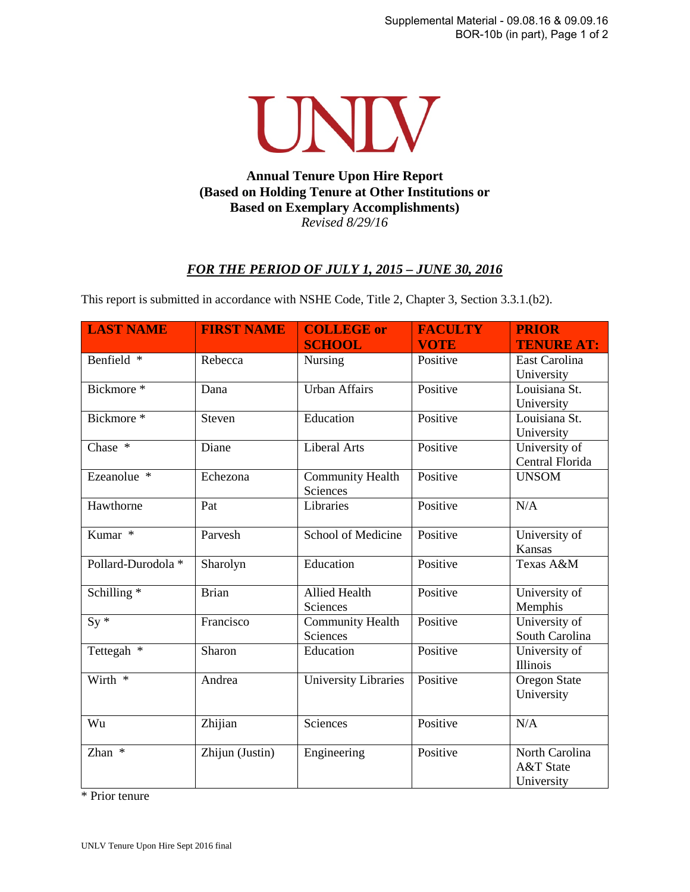UNLV

**Annual Tenure Upon Hire Report**
**(Based on Holding Tenure at Other Institutions or Based on Exemplary Accomplishments)**
*Revised 8/29/16*

***FOR THE PERIOD OF JULY 1, 2015 – JUNE 30, 2016***

This report is submitted in accordance with NSHE Code, Title 2, Chapter 3, Section 3.3.1.(b2).

| LAST NAME | FIRST NAME | COLLEGE or SCHOOL | FACULTY VOTE | PRIOR TENURE AT: |
|---|---|---|---|---|
| Benfield * | Rebecca | Nursing | Positive | East Carolina University |
| Bickmore * | Dana | Urban Affairs | Positive | Louisiana St. University |
| Bickmore * | Steven | Education | Positive | Louisiana St. University |
| Chase * | Diane | Liberal Arts | Positive | University of Central Florida |
| Ezeanolue * | Echezona | Community Health Sciences | Positive | UNSOM |
| Hawthorne | Pat | Libraries | Positive | N/A |
| Kumar * | Parvesh | School of Medicine | Positive | University of Kansas |
| Pollard-Durodola * | Sharolyn | Education | Positive | Texas A&M |
| Schilling * | Brian | Allied Health Sciences | Positive | University of Memphis |
| Sy * | Francisco | Community Health Sciences | Positive | University of South Carolina |
| Tettegah * | Sharon | Education | Positive | University of Illinois |
| Wirth * | Andrea | University Libraries | Positive | Oregon State University |
| Wu | Zhijian | Sciences | Positive | N/A |
| Zhan * | Zhijun (Justin) | Engineering | Positive | North Carolina A&T State University |

* Prior tenure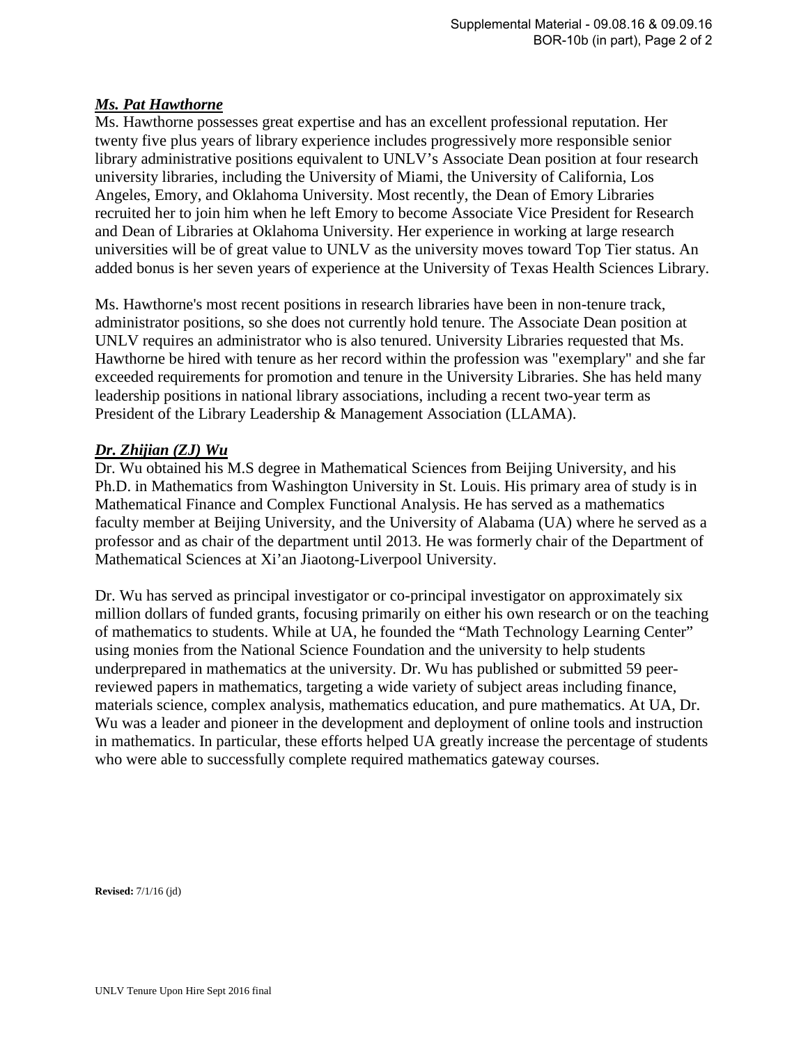***Ms. Pat Hawthorne***

Ms. Hawthorne possesses great expertise and has an excellent professional reputation. Her twenty five plus years of library experience includes progressively more responsible senior library administrative positions equivalent to UNLV's Associate Dean position at four research university libraries, including the University of Miami, the University of California, Los Angeles, Emory, and Oklahoma University. Most recently, the Dean of Emory Libraries recruited her to join him when he left Emory to become Associate Vice President for Research and Dean of Libraries at Oklahoma University. Her experience in working at large research universities will be of great value to UNLV as the university moves toward Top Tier status. An added bonus is her seven years of experience at the University of Texas Health Sciences Library.

Ms. Hawthorne's most recent positions in research libraries have been in non-tenure track, administrator positions, so she does not currently hold tenure. The Associate Dean position at UNLV requires an administrator who is also tenured. University Libraries requested that Ms. Hawthorne be hired with tenure as her record within the profession was "exemplary" and she far exceeded requirements for promotion and tenure in the University Libraries. She has held many leadership positions in national library associations, including a recent two-year term as President of the Library Leadership & Management Association (LLAMA).

***Dr. Zhijian (ZJ) Wu***

Dr. Wu obtained his M.S degree in Mathematical Sciences from Beijing University, and his Ph.D. in Mathematics from Washington University in St. Louis. His primary area of study is in Mathematical Finance and Complex Functional Analysis. He has served as a mathematics faculty member at Beijing University, and the University of Alabama (UA) where he served as a professor and as chair of the department until 2013. He was formerly chair of the Department of Mathematical Sciences at Xi'an Jiaotong-Liverpool University.

Dr. Wu has served as principal investigator or co-principal investigator on approximately six million dollars of funded grants, focusing primarily on either his own research or on the teaching of mathematics to students. While at UA, he founded the "Math Technology Learning Center" using monies from the National Science Foundation and the university to help students underprepared in mathematics at the university. Dr. Wu has published or submitted 59 peer-reviewed papers in mathematics, targeting a wide variety of subject areas including finance, materials science, complex analysis, mathematics education, and pure mathematics. At UA, Dr. Wu was a leader and pioneer in the development and deployment of online tools and instruction in mathematics. In particular, these efforts helped UA greatly increase the percentage of students who were able to successfully complete required mathematics gateway courses.

**Revised:** 7/1/16 (jd)